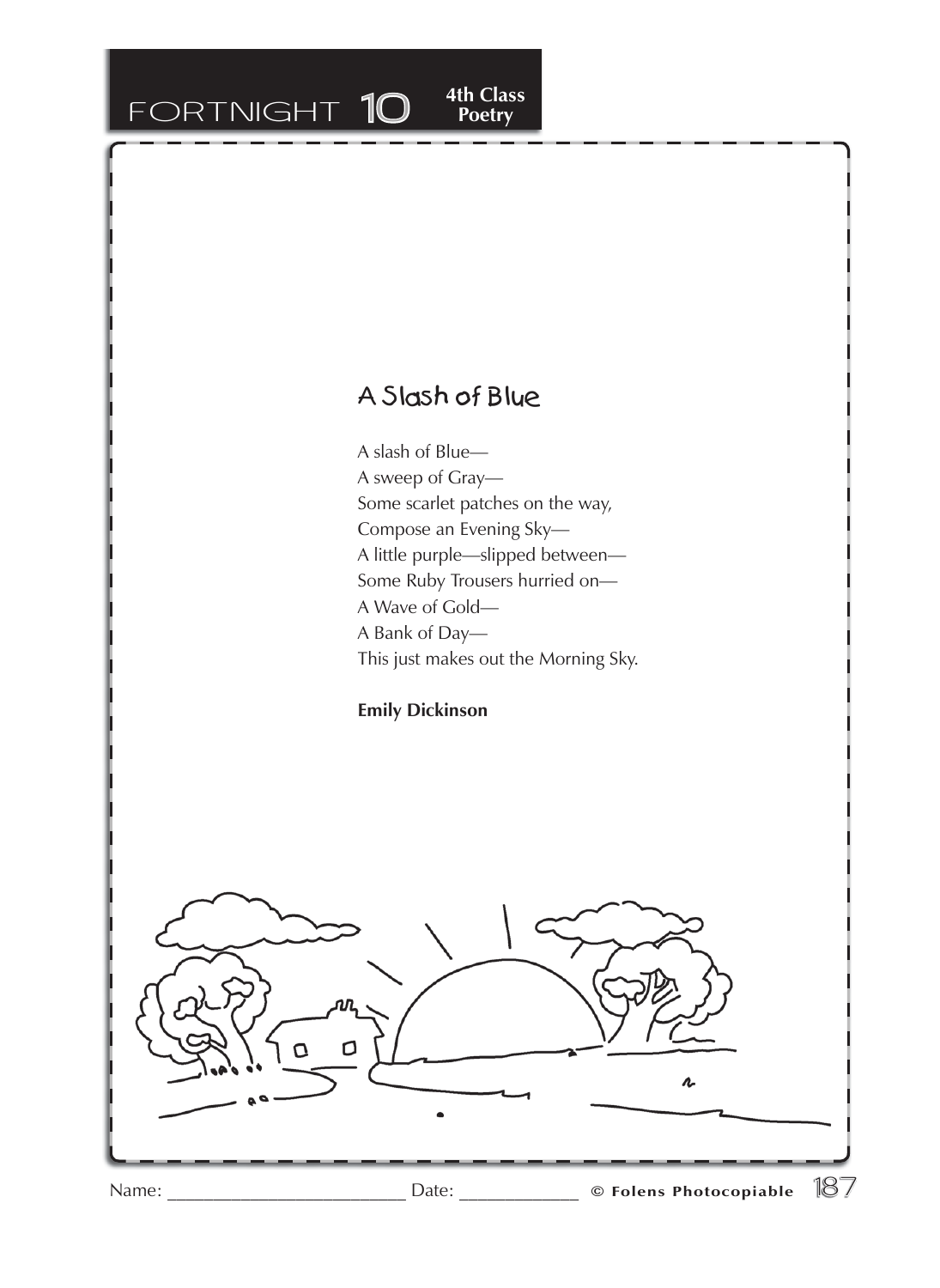## A Slash of Blue

A slash of Blue—  
A sweep of Gray—  
Some scarlet patches on the way,  
Compose an Evening Sky—  
A little purple—slipped between—  
Some Ruby Trousers hurried on—  
A Wave of Gold—  
A Bank of Day—  
This just makes out the Morning Sky.

**Emily Dickinson**

Name: ______________________ Date: ____________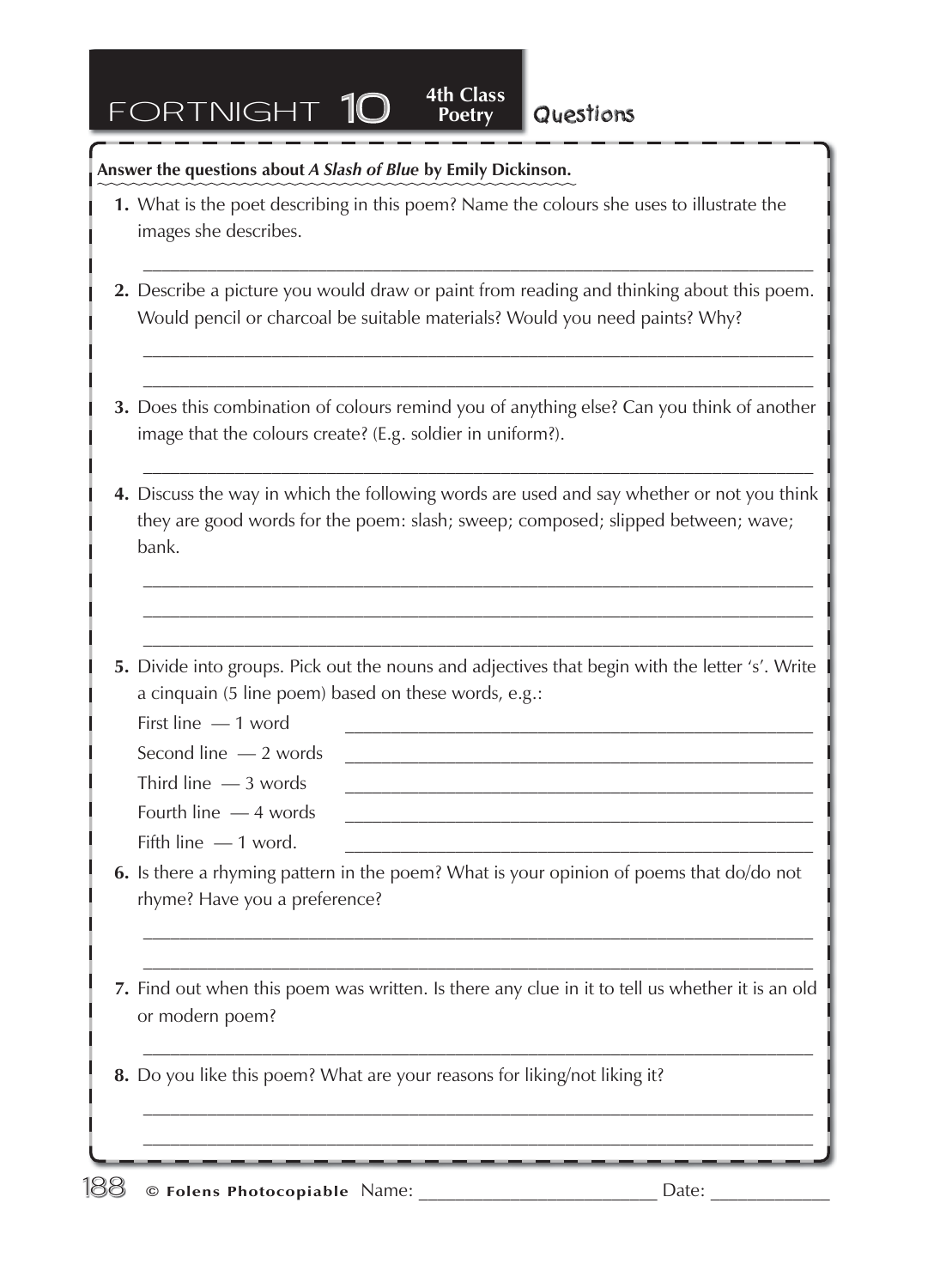# FORTNIGHT 10 — 4th Class Poetry — Questions

**Answer the questions about *A Slash of Blue* by Emily Dickinson.**

1. What is the poet describing in this poem? Name the colours she uses to illustrate the images she describes.

   ___________________________________________________________________________

2. Describe a picture you would draw or paint from reading and thinking about this poem. Would pencil or charcoal be suitable materials? Would you need paints? Why?

   ___________________________________________________________________________

   ___________________________________________________________________________

3. Does this combination of colours remind you of anything else? Can you think of another image that the colours create? (E.g. soldier in uniform?).

   ___________________________________________________________________________

4. Discuss the way in which the following words are used and say whether or not you think they are good words for the poem: slash; sweep; composed; slipped between; wave; bank.

   ___________________________________________________________________________

   ___________________________________________________________________________

   ___________________________________________________________________________

5. Divide into groups. Pick out the nouns and adjectives that begin with the letter 's'. Write a cinquain (5 line poem) based on these words, e.g.:

   First line — 1 word ___________________________________________________

   Second line — 2 words ________________________________________________

   Third line — 3 words _________________________________________________

   Fourth line — 4 words ________________________________________________

   Fifth line — 1 word. __________________________________________________

6. Is there a rhyming pattern in the poem? What is your opinion of poems that do/do not rhyme? Have you a preference?

   ___________________________________________________________________________

   ___________________________________________________________________________

7. Find out when this poem was written. Is there any clue in it to tell us whether it is an old or modern poem?

   ___________________________________________________________________________

8. Do you like this poem? What are your reasons for liking/not liking it?

   ___________________________________________________________________________

   ___________________________________________________________________________

© Folens Photocopiable Name: __________________________ Date: ____________